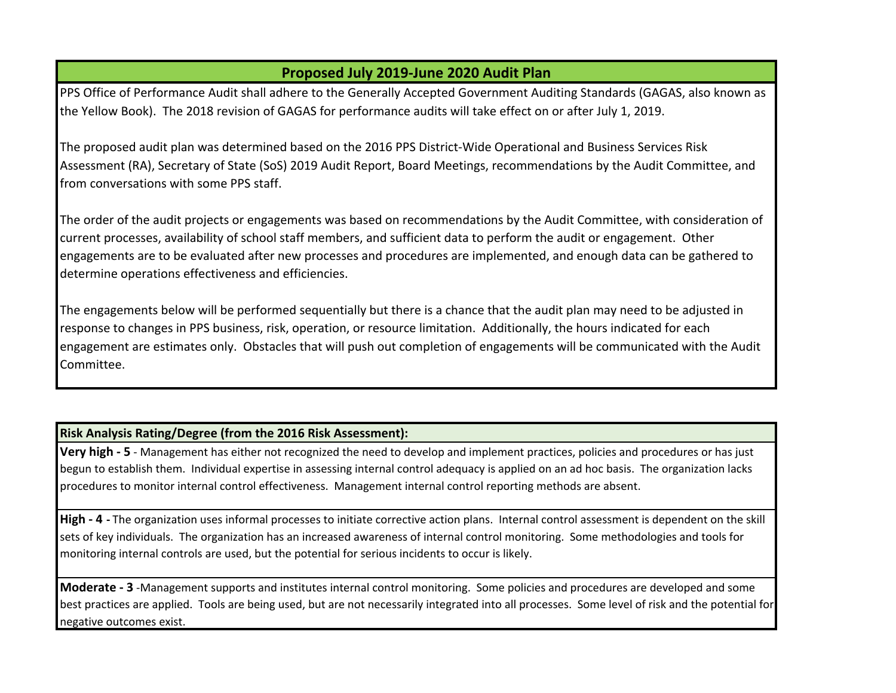## Proposed July 2019-June 2020 Audit Plan

PPS Office of Performance Audit shall adhere to the Generally Accepted Government Auditing Standards (GAGAS, also known as the Yellow Book). The 2018 revision of GAGAS for performance audits will take effect on or after July 1, 2019.

The proposed audit plan was determined based on the 2016 PPS District-Wide Operational and Business Services Risk Assessment (RA), Secretary of State (SoS) 2019 Audit Report, Board Meetings, recommendations by the Audit Committee, and from conversations with some PPS staff.

The order of the audit projects or engagements was based on recommendations by the Audit Committee, with consideration of current processes, availability of school staff members, and sufficient data to perform the audit or engagement. Other engagements are to be evaluated after new processes and procedures are implemented, and enough data can be gathered to determine operations effectiveness and efficiencies.

The engagements below will be performed sequentially but there is a chance that the audit plan may need to be adjusted in response to changes in PPS business, risk, operation, or resource limitation. Additionally, the hours indicated for each engagement are estimates only. Obstacles that will push out completion of engagements will be communicated with the Audit Committee.

### Risk Analysis Rating/Degree (from the 2016 Risk Assessment):

**Very high - 5** - Management has either not recognized the need to develop and implement practices, policies and procedures or has just begun to establish them. Individual expertise in assessing internal control adequacy is applied on an ad hoc basis. The organization lacks procedures to monitor internal control effectiveness. Management internal control reporting methods are absent.

**High - 4 -** The organization uses informal processes to initiate corrective action plans. Internal control assessment is dependent on the skill sets of key individuals. The organization has an increased awareness of internal control monitoring. Some methodologies and tools for monitoring internal controls are used, but the potential for serious incidents to occur is likely.

**Moderate - 3** -Management supports and institutes internal control monitoring. Some policies and procedures are developed and some best practices are applied. Tools are being used, but are not necessarily integrated into all processes. Some level of risk and the potential for negative outcomes exist.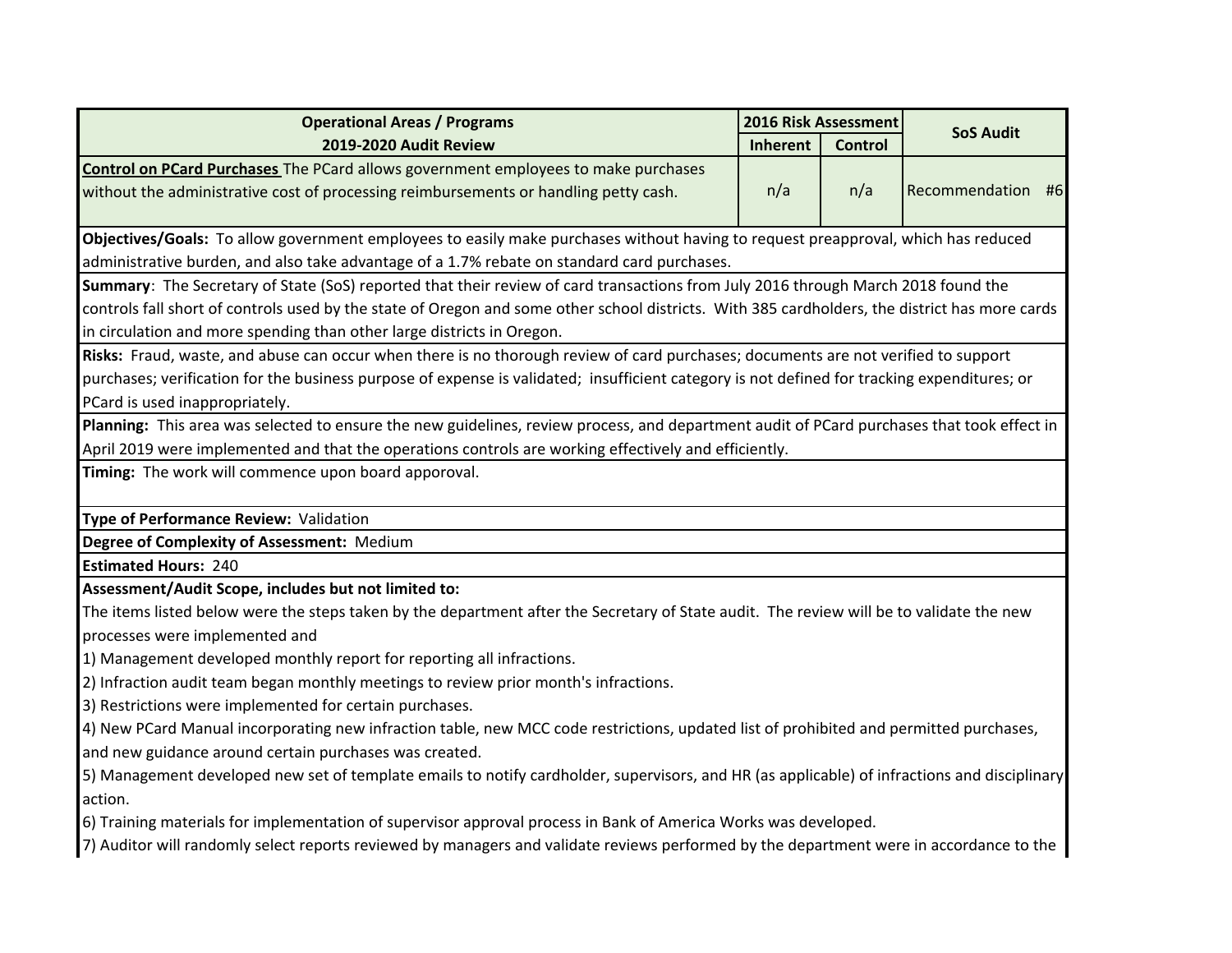| Operational Areas / Programs<br>2019-2020 Audit Review | 2016 Risk Assessment | | SoS Audit |
|---|---|---|---|
| | Inherent | Control | |
| **Control on PCard Purchases** The PCard allows government employees to make purchases without the administrative cost of processing reimbursements or handling petty cash. | n/a | n/a | Recommendation #6 |

**Objectives/Goals:** To allow government employees to easily make purchases without having to request preapproval, which has reduced administrative burden, and also take advantage of a 1.7% rebate on standard card purchases.

**Summary**: The Secretary of State (SoS) reported that their review of card transactions from July 2016 through March 2018 found the controls fall short of controls used by the state of Oregon and some other school districts. With 385 cardholders, the district has more cards in circulation and more spending than other large districts in Oregon.

**Risks:** Fraud, waste, and abuse can occur when there is no thorough review of card purchases; documents are not verified to support purchases; verification for the business purpose of expense is validated; insufficient category is not defined for tracking expenditures; or PCard is used inappropriately.

**Planning:** This area was selected to ensure the new guidelines, review process, and department audit of PCard purchases that took effect in April 2019 were implemented and that the operations controls are working effectively and efficiently.

**Timing:** The work will commence upon board apporoval.

**Type of Performance Review:** Validation

**Degree of Complexity of Assessment:** Medium

**Estimated Hours:** 240

**Assessment/Audit Scope, includes but not limited to:**

The items listed below were the steps taken by the department after the Secretary of State audit. The review will be to validate the new processes were implemented and

1) Management developed monthly report for reporting all infractions.
2) Infraction audit team began monthly meetings to review prior month's infractions.
3) Restrictions were implemented for certain purchases.
4) New PCard Manual incorporating new infraction table, new MCC code restrictions, updated list of prohibited and permitted purchases, and new guidance around certain purchases was created.
5) Management developed new set of template emails to notify cardholder, supervisors, and HR (as applicable) of infractions and disciplinary action.
6) Training materials for implementation of supervisor approval process in Bank of America Works was developed.
7) Auditor will randomly select reports reviewed by managers and validate reviews performed by the department were in accordance to the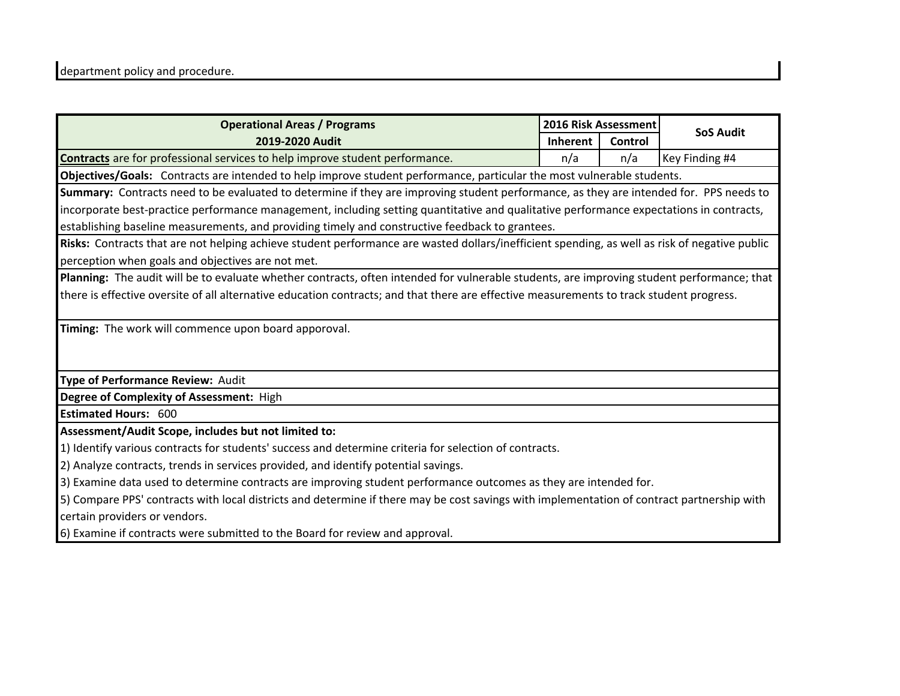department policy and procedure.

| Operational Areas / Programs<br>2019-2020 Audit | 2016 Risk Assessment | | SoS Audit |
|---|---|---|---|
| | Inherent | Control | |
| **Contracts** are for professional services to help improve student performance. | n/a | n/a | Key Finding #4 |

**Objectives/Goals:** Contracts are intended to help improve student performance, particular the most vulnerable students.

**Summary:** Contracts need to be evaluated to determine if they are improving student performance, as they are intended for. PPS needs to incorporate best-practice performance management, including setting quantitative and qualitative performance expectations in contracts, establishing baseline measurements, and providing timely and constructive feedback to grantees.

**Risks:** Contracts that are not helping achieve student performance are wasted dollars/inefficient spending, as well as risk of negative public perception when goals and objectives are not met.

**Planning:** The audit will be to evaluate whether contracts, often intended for vulnerable students, are improving student performance; that there is effective oversite of all alternative education contracts; and that there are effective measurements to track student progress.

**Timing:** The work will commence upon board apporoval.

**Type of Performance Review:** Audit

**Degree of Complexity of Assessment:** High

**Estimated Hours:** 600

**Assessment/Audit Scope, includes but not limited to:**

1) Identify various contracts for students' success and determine criteria for selection of contracts.
2) Analyze contracts, trends in services provided, and identify potential savings.
3) Examine data used to determine contracts are improving student performance outcomes as they are intended for.
5) Compare PPS' contracts with local districts and determine if there may be cost savings with implementation of contract partnership with certain providers or vendors.
6) Examine if contracts were submitted to the Board for review and approval.